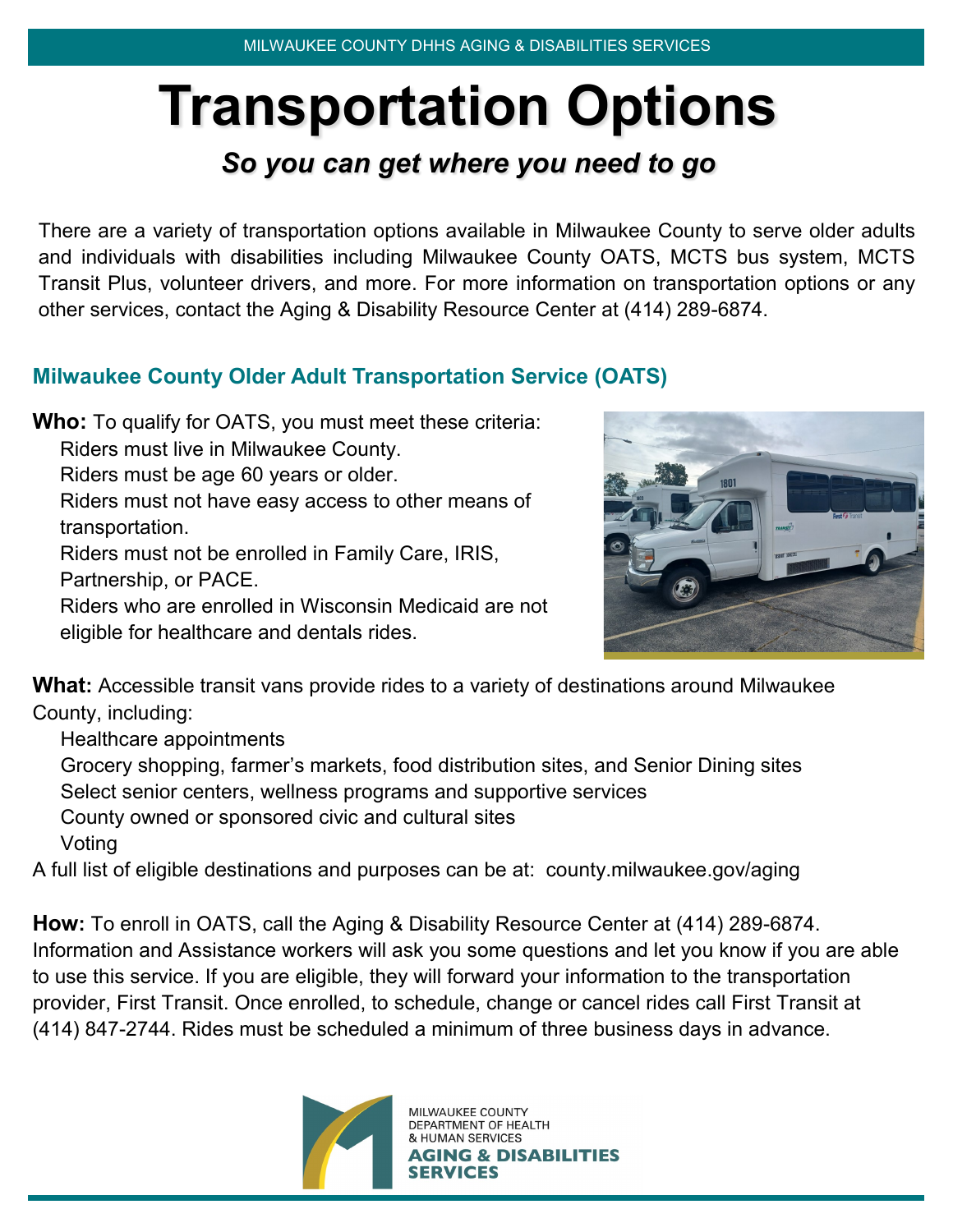MILWAUKEE COUNTY DHHS AGING & DISABILITIES SERVICES

# Transportation Options

## *So you can get where you need to go*

There are a variety of transportation options available in Milwaukee County to serve older adults and individuals with disabilities including Milwaukee County OATS, MCTS bus system, MCTS Transit Plus, volunteer drivers, and more. For more information on transportation options or any other services, contact the Aging & Disability Resource Center at (414) 289-6874.

### Milwaukee County Older Adult Transportation Service (OATS)

**Who:** To qualify for OATS, you must meet these criteria:

- Riders must live in Milwaukee County.
- Riders must be age 60 years or older.
- Riders must not have easy access to other means of transportation.
- Riders must not be enrolled in Family Care, IRIS, Partnership, or PACE.
- Riders who are enrolled in Wisconsin Medicaid are not eligible for healthcare and dentals rides.

**What:** Accessible transit vans provide rides to a variety of destinations around Milwaukee County, including:

- Healthcare appointments
- Grocery shopping, farmer's markets, food distribution sites, and Senior Dining sites
- Select senior centers, wellness programs and supportive services
- County owned or sponsored civic and cultural sites
- Voting

A full list of eligible destinations and purposes can be at: county.milwaukee.gov/aging

**How:** To enroll in OATS, call the Aging & Disability Resource Center at (414) 289-6874. Information and Assistance workers will ask you some questions and let you know if you are able to use this service. If you are eligible, they will forward your information to the transportation provider, First Transit. Once enrolled, to schedule, change or cancel rides call First Transit at (414) 847-2744. Rides must be scheduled a minimum of three business days in advance.

MILWAUKEE COUNTY DEPARTMENT OF HEALTH & HUMAN SERVICES
**AGING & DISABILITIES SERVICES**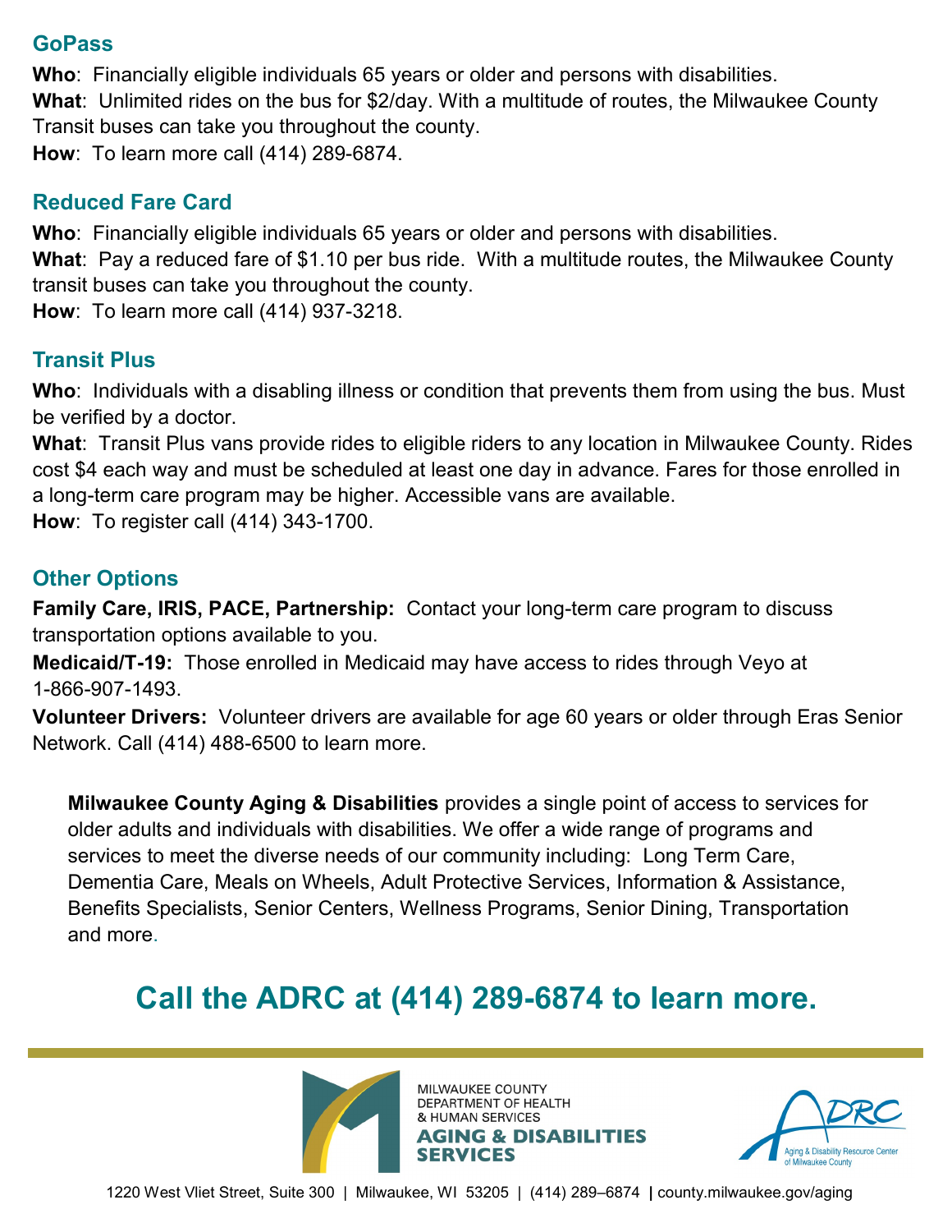## GoPass

**Who**: Financially eligible individuals 65 years or older and persons with disabilities.
**What**: Unlimited rides on the bus for $2/day. With a multitude of routes, the Milwaukee County Transit buses can take you throughout the county.
**How**: To learn more call (414) 289-6874.

## Reduced Fare Card

**Who**: Financially eligible individuals 65 years or older and persons with disabilities.
**What**: Pay a reduced fare of $1.10 per bus ride. With a multitude routes, the Milwaukee County transit buses can take you throughout the county.
**How**: To learn more call (414) 937-3218.

## Transit Plus

**Who**: Individuals with a disabling illness or condition that prevents them from using the bus. Must be verified by a doctor.
**What**: Transit Plus vans provide rides to eligible riders to any location in Milwaukee County. Rides cost $4 each way and must be scheduled at least one day in advance. Fares for those enrolled in a long-term care program may be higher. Accessible vans are available.
**How**: To register call (414) 343-1700.

## Other Options

**Family Care, IRIS, PACE, Partnership:** Contact your long-term care program to discuss transportation options available to you.
**Medicaid/T-19:** Those enrolled in Medicaid may have access to rides through Veyo at 1-866-907-1493.
**Volunteer Drivers:** Volunteer drivers are available for age 60 years or older through Eras Senior Network. Call (414) 488-6500 to learn more.

**Milwaukee County Aging & Disabilities** provides a single point of access to services for older adults and individuals with disabilities. We offer a wide range of programs and services to meet the diverse needs of our community including: Long Term Care, Dementia Care, Meals on Wheels, Adult Protective Services, Information & Assistance, Benefits Specialists, Senior Centers, Wellness Programs, Senior Dining, Transportation and more.

## Call the ADRC at (414) 289-6874 to learn more.

MILWAUKEE COUNTY DEPARTMENT OF HEALTH & HUMAN SERVICES
**AGING & DISABILITIES SERVICES**

ADRC
Aging & Disability Resource Center of Milwaukee County

1220 West Vliet Street, Suite 300 | Milwaukee, WI 53205 | (414) 289–6874 | county.milwaukee.gov/aging